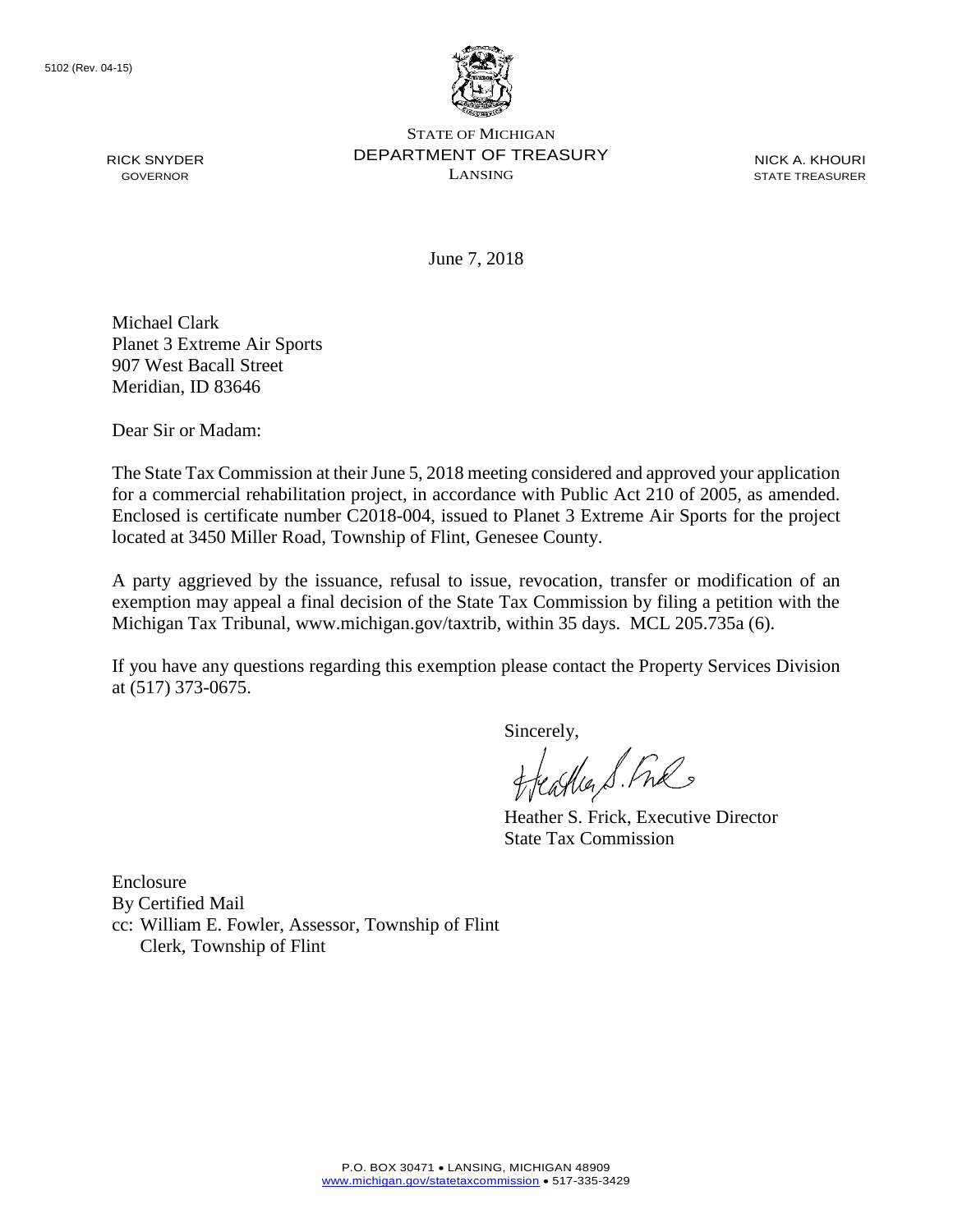5102 (Rev. 04-15)

STATE OF MICHIGAN
DEPARTMENT OF TREASURY
LANSING

RICK SNYDER
GOVERNOR

NICK A. KHOURI
STATE TREASURER

June 7, 2018

Michael Clark
Planet 3 Extreme Air Sports
907 West Bacall Street
Meridian, ID 83646

Dear Sir or Madam:

The State Tax Commission at their June 5, 2018 meeting considered and approved your application for a commercial rehabilitation project, in accordance with Public Act 210 of 2005, as amended. Enclosed is certificate number C2018-004, issued to Planet 3 Extreme Air Sports for the project located at 3450 Miller Road, Township of Flint, Genesee County.

A party aggrieved by the issuance, refusal to issue, revocation, transfer or modification of an exemption may appeal a final decision of the State Tax Commission by filing a petition with the Michigan Tax Tribunal, www.michigan.gov/taxtrib, within 35 days. MCL 205.735a (6).

If you have any questions regarding this exemption please contact the Property Services Division at (517) 373-0675.

Sincerely,

Heather S. Frick, Executive Director
State Tax Commission

Enclosure
By Certified Mail
cc: William E. Fowler, Assessor, Township of Flint
Clerk, Township of Flint

P.O. BOX 30471 • LANSING, MICHIGAN 48909
www.michigan.gov/statetaxcommission • 517-335-3429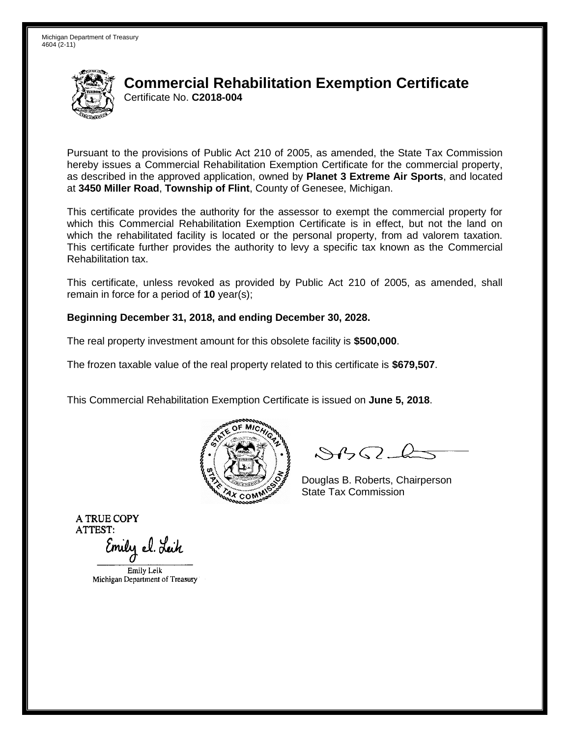Michigan Department of Treasury
4604 (2-11)

# Commercial Rehabilitation Exemption Certificate

Certificate No. **C2018-004**

Pursuant to the provisions of Public Act 210 of 2005, as amended, the State Tax Commission hereby issues a Commercial Rehabilitation Exemption Certificate for the commercial property, as described in the approved application, owned by **Planet 3 Extreme Air Sports**, and located at **3450 Miller Road**, **Township of Flint**, County of Genesee, Michigan.

This certificate provides the authority for the assessor to exempt the commercial property for which this Commercial Rehabilitation Exemption Certificate is in effect, but not the land on which the rehabilitated facility is located or the personal property, from ad valorem taxation. This certificate further provides the authority to levy a specific tax known as the Commercial Rehabilitation tax.

This certificate, unless revoked as provided by Public Act 210 of 2005, as amended, shall remain in force for a period of **10** year(s);

**Beginning December 31, 2018, and ending December 30, 2028.**

The real property investment amount for this obsolete facility is **$500,000**.

The frozen taxable value of the real property related to this certificate is **$679,507**.

This Commercial Rehabilitation Exemption Certificate is issued on **June 5, 2018**.

Douglas B. Roberts, Chairperson
State Tax Commission

A TRUE COPY
ATTEST:

Emily Leik
Michigan Department of Treasury